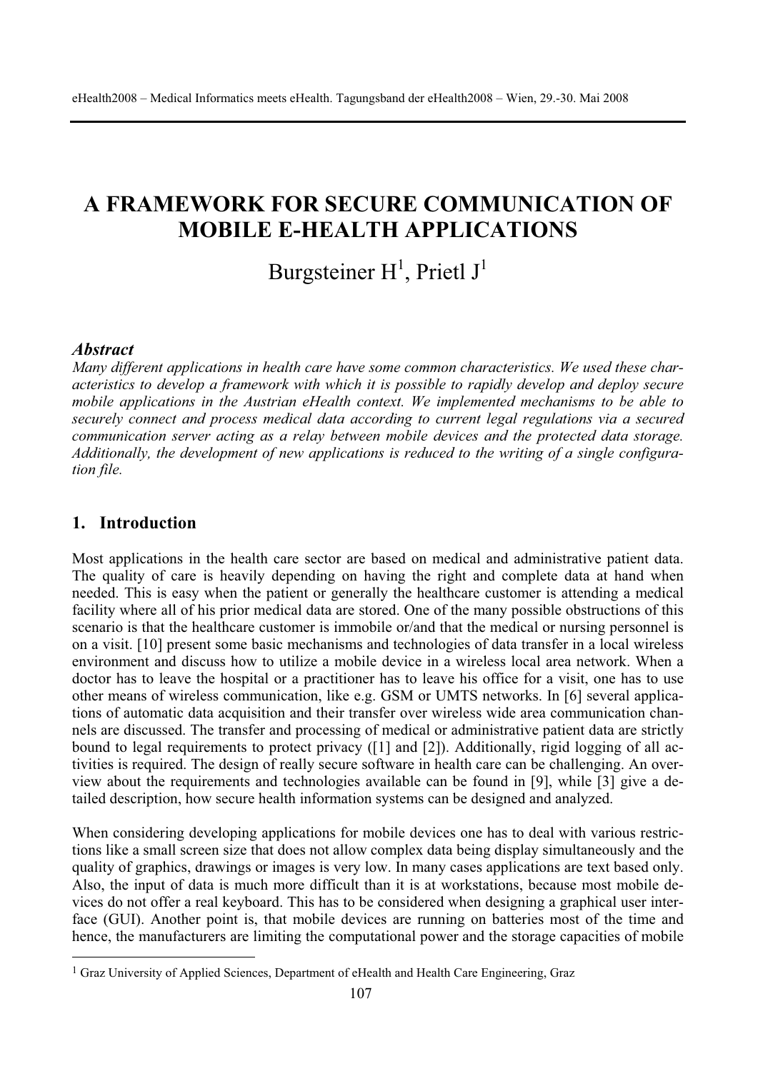# A FRAMEWORK FOR SECURE COMMUNICATION OF MOBILE E-HEALTH APPLICATIONS

Burgsteiner H[1], Prietl J[1]

### *Abstract*

*Many different applications in health care have some common characteristics. We used these characteristics to develop a framework with which it is possible to rapidly develop and deploy secure mobile applications in the Austrian eHealth context. We implemented mechanisms to be able to securely connect and process medical data according to current legal regulations via a secured communication server acting as a relay between mobile devices and the protected data storage. Additionally, the development of new applications is reduced to the writing of a single configuration file.*

## 1. Introduction

Most applications in the health care sector are based on medical and administrative patient data. The quality of care is heavily depending on having the right and complete data at hand when needed. This is easy when the patient or generally the healthcare customer is attending a medical facility where all of his prior medical data are stored. One of the many possible obstructions of this scenario is that the healthcare customer is immobile or/and that the medical or nursing personnel is on a visit. [10] present some basic mechanisms and technologies of data transfer in a local wireless environment and discuss how to utilize a mobile device in a wireless local area network. When a doctor has to leave the hospital or a practitioner has to leave his office for a visit, one has to use other means of wireless communication, like e.g. GSM or UMTS networks. In [6] several applications of automatic data acquisition and their transfer over wireless wide area communication channels are discussed. The transfer and processing of medical or administrative patient data are strictly bound to legal requirements to protect privacy ([1] and [2]). Additionally, rigid logging of all activities is required. The design of really secure software in health care can be challenging. An overview about the requirements and technologies available can be found in [9], while [3] give a detailed description, how secure health information systems can be designed and analyzed.

When considering developing applications for mobile devices one has to deal with various restrictions like a small screen size that does not allow complex data being display simultaneously and the quality of graphics, drawings or images is very low. In many cases applications are text based only. Also, the input of data is much more difficult than it is at workstations, because most mobile devices do not offer a real keyboard. This has to be considered when designing a graphical user interface (GUI). Another point is, that mobile devices are running on batteries most of the time and hence, the manufacturers are limiting the computational power and the storage capacities of mobile

---

[1] Graz University of Applied Sciences, Department of eHealth and Health Care Engineering, Graz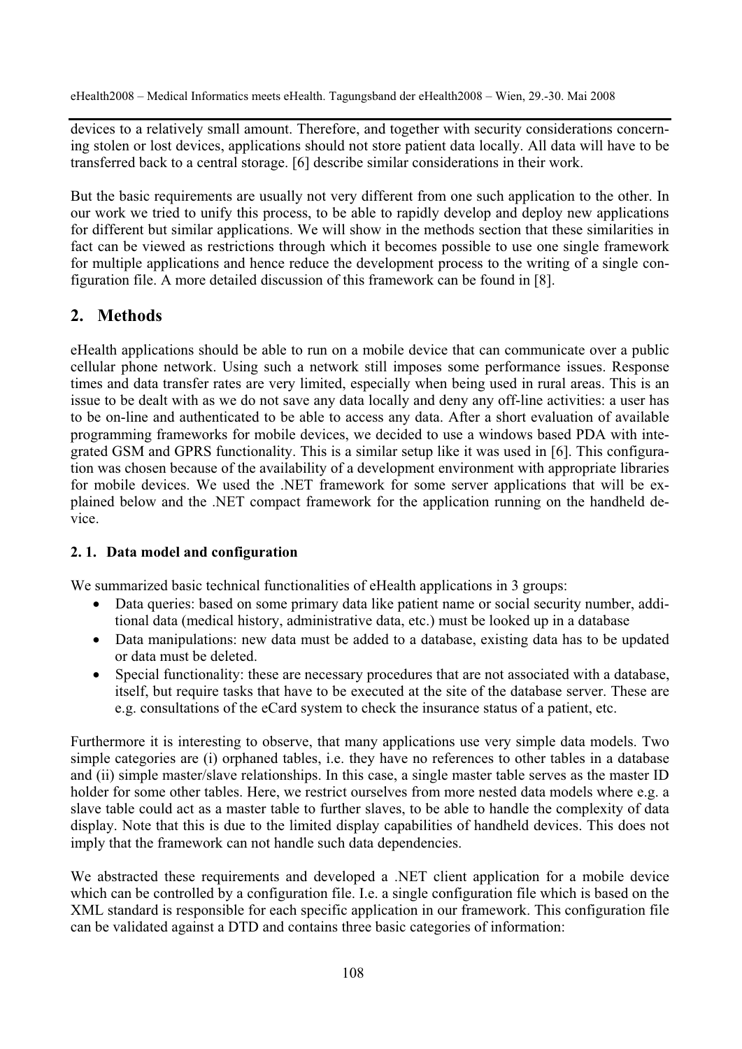devices to a relatively small amount. Therefore, and together with security considerations concerning stolen or lost devices, applications should not store patient data locally. All data will have to be transferred back to a central storage. [6] describe similar considerations in their work.

But the basic requirements are usually not very different from one such application to the other. In our work we tried to unify this process, to be able to rapidly develop and deploy new applications for different but similar applications. We will show in the methods section that these similarities in fact can be viewed as restrictions through which it becomes possible to use one single framework for multiple applications and hence reduce the development process to the writing of a single configuration file. A more detailed discussion of this framework can be found in [8].

## 2. Methods

eHealth applications should be able to run on a mobile device that can communicate over a public cellular phone network. Using such a network still imposes some performance issues. Response times and data transfer rates are very limited, especially when being used in rural areas. This is an issue to be dealt with as we do not save any data locally and deny any off-line activities: a user has to be on-line and authenticated to be able to access any data. After a short evaluation of available programming frameworks for mobile devices, we decided to use a windows based PDA with integrated GSM and GPRS functionality. This is a similar setup like it was used in [6]. This configuration was chosen because of the availability of a development environment with appropriate libraries for mobile devices. We used the .NET framework for some server applications that will be explained below and the .NET compact framework for the application running on the handheld device.

### 2. 1. Data model and configuration

We summarized basic technical functionalities of eHealth applications in 3 groups:

- Data queries: based on some primary data like patient name or social security number, additional data (medical history, administrative data, etc.) must be looked up in a database
- Data manipulations: new data must be added to a database, existing data has to be updated or data must be deleted.
- Special functionality: these are necessary procedures that are not associated with a database, itself, but require tasks that have to be executed at the site of the database server. These are e.g. consultations of the eCard system to check the insurance status of a patient, etc.

Furthermore it is interesting to observe, that many applications use very simple data models. Two simple categories are (i) orphaned tables, i.e. they have no references to other tables in a database and (ii) simple master/slave relationships. In this case, a single master table serves as the master ID holder for some other tables. Here, we restrict ourselves from more nested data models where e.g. a slave table could act as a master table to further slaves, to be able to handle the complexity of data display. Note that this is due to the limited display capabilities of handheld devices. This does not imply that the framework can not handle such data dependencies.

We abstracted these requirements and developed a .NET client application for a mobile device which can be controlled by a configuration file. I.e. a single configuration file which is based on the XML standard is responsible for each specific application in our framework. This configuration file can be validated against a DTD and contains three basic categories of information: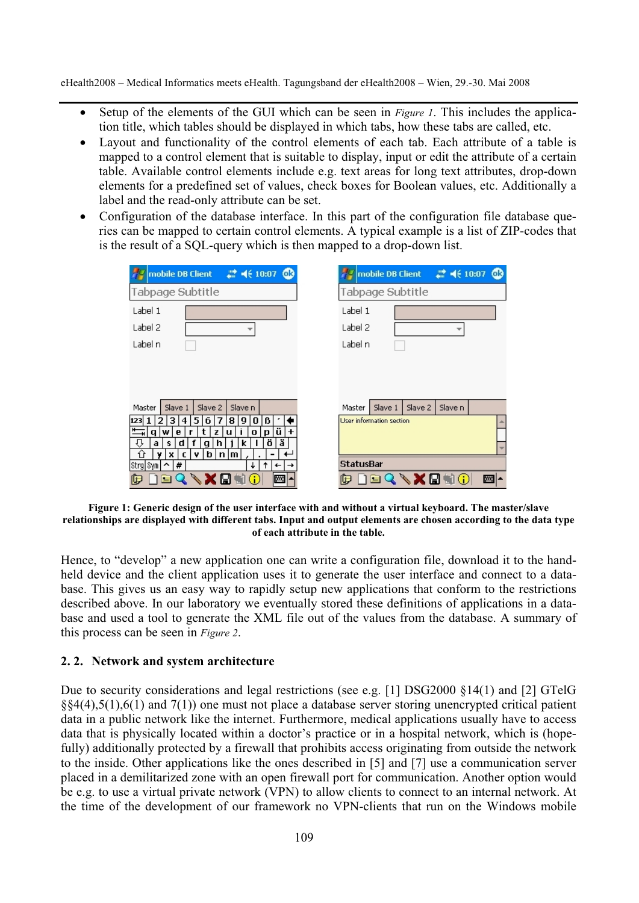- Setup of the elements of the GUI which can be seen in *Figure 1*. This includes the application title, which tables should be displayed in which tabs, how these tabs are called, etc.
- Layout and functionality of the control elements of each tab. Each attribute of a table is mapped to a control element that is suitable to display, input or edit the attribute of a certain table. Available control elements include e.g. text areas for long text attributes, drop-down elements for a predefined set of values, check boxes for Boolean values, etc. Additionally a label and the read-only attribute can be set.
- Configuration of the database interface. In this part of the configuration file database queries can be mapped to certain control elements. A typical example is a list of ZIP-codes that is the result of a SQL-query which is then mapped to a drop-down list.

**Figure 1: Generic design of the user interface with and without a virtual keyboard. The master/slave relationships are displayed with different tabs. Input and output elements are chosen according to the data type of each attribute in the table.**

Hence, to "develop" a new application one can write a configuration file, download it to the handheld device and the client application uses it to generate the user interface and connect to a database. This gives us an easy way to rapidly setup new applications that conform to the restrictions described above. In our laboratory we eventually stored these definitions of applications in a database and used a tool to generate the XML file out of the values from the database. A summary of this process can be seen in *Figure 2*.

### 2. 2. Network and system architecture

Due to security considerations and legal restrictions (see e.g. [1] DSG2000 §14(1) and [2] GTelG §§4(4),5(1),6(1) and 7(1)) one must not place a database server storing unencrypted critical patient data in a public network like the internet. Furthermore, medical applications usually have to access data that is physically located within a doctor's practice or in a hospital network, which is (hopefully) additionally protected by a firewall that prohibits access originating from outside the network to the inside. Other applications like the ones described in [5] and [7] use a communication server placed in a demilitarized zone with an open firewall port for communication. Another option would be e.g. to use a virtual private network (VPN) to allow clients to connect to an internal network. At the time of the development of our framework no VPN-clients that run on the Windows mobile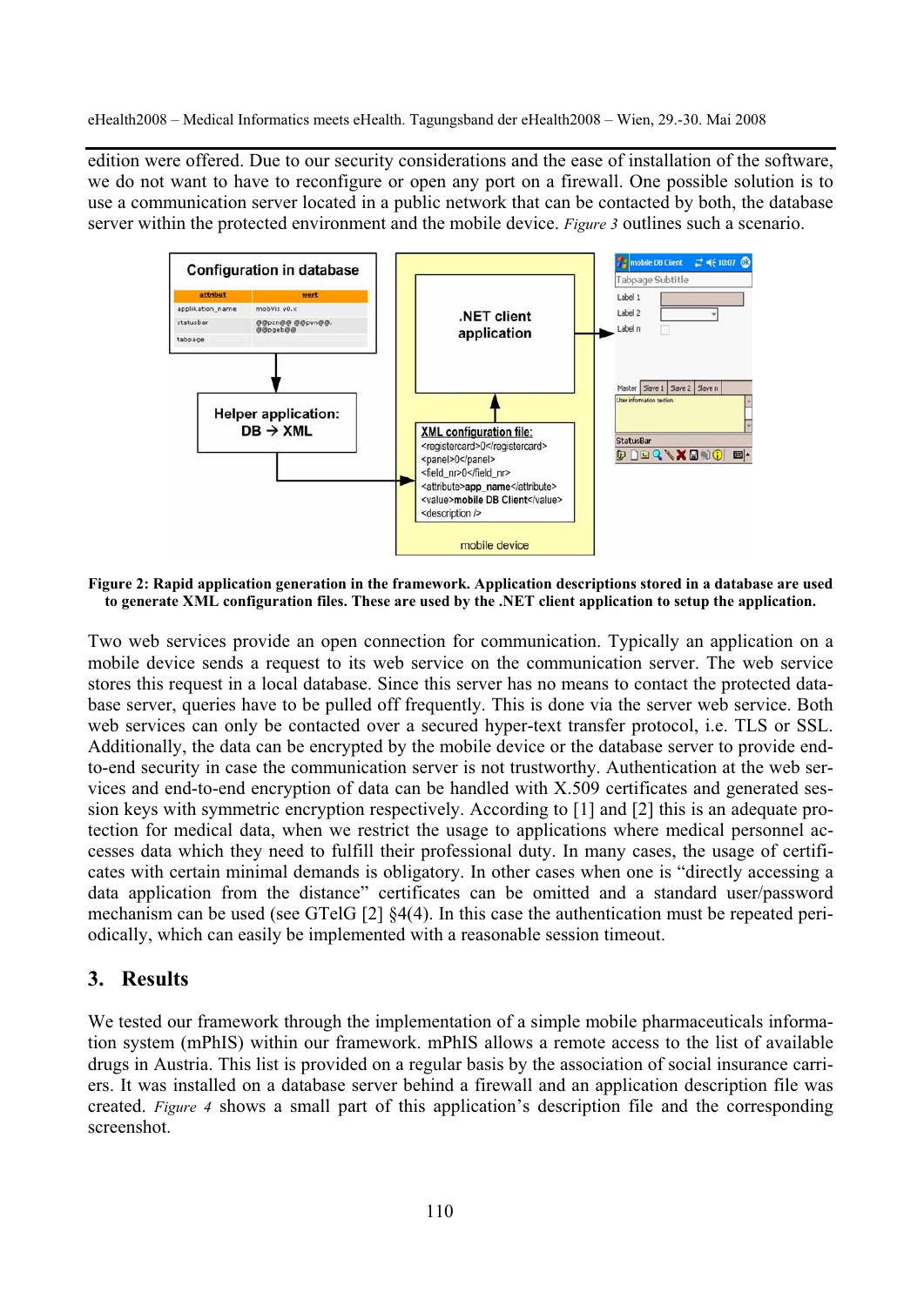edition were offered. Due to our security considerations and the ease of installation of the software, we do not want to have to reconfigure or open any port on a firewall. One possible solution is to use a communication server located in a public network that can be contacted by both, the database server within the protected environment and the mobile device. *Figure 3* outlines such a scenario.

**Figure 2: Rapid application generation in the framework. Application descriptions stored in a database are used to generate XML configuration files. These are used by the .NET client application to setup the application.**

Two web services provide an open connection for communication. Typically an application on a mobile device sends a request to its web service on the communication server. The web service stores this request in a local database. Since this server has no means to contact the protected database server, queries have to be pulled off frequently. This is done via the server web service. Both web services can only be contacted over a secured hyper-text transfer protocol, i.e. TLS or SSL. Additionally, the data can be encrypted by the mobile device or the database server to provide end-to-end security in case the communication server is not trustworthy. Authentication at the web services and end-to-end encryption of data can be handled with X.509 certificates and generated session keys with symmetric encryption respectively. According to [1] and [2] this is an adequate protection for medical data, when we restrict the usage to applications where medical personnel accesses data which they need to fulfill their professional duty. In many cases, the usage of certificates with certain minimal demands is obligatory. In other cases when one is "directly accessing a data application from the distance" certificates can be omitted and a standard user/password mechanism can be used (see GTelG [2] §4(4). In this case the authentication must be repeated periodically, which can easily be implemented with a reasonable session timeout.

## 3. Results

We tested our framework through the implementation of a simple mobile pharmaceuticals information system (mPhIS) within our framework. mPhIS allows a remote access to the list of available drugs in Austria. This list is provided on a regular basis by the association of social insurance carriers. It was installed on a database server behind a firewall and an application description file was created. *Figure 4* shows a small part of this application's description file and the corresponding screenshot.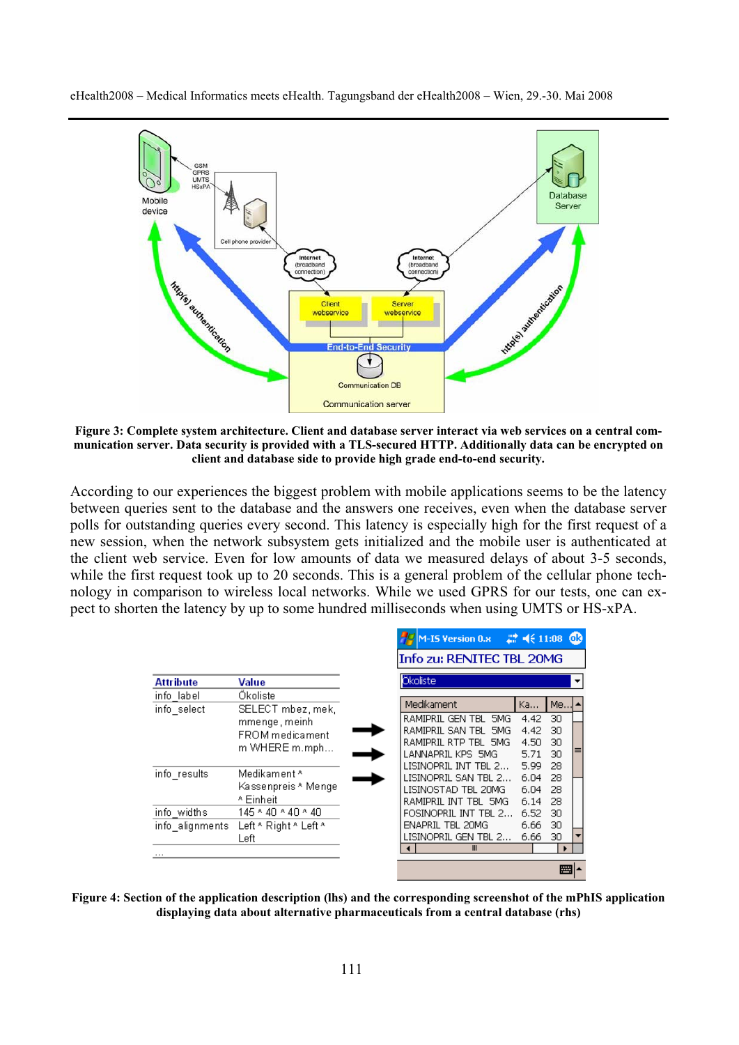**Figure 3: Complete system architecture. Client and database server interact via web services on a central communication server. Data security is provided with a TLS-secured HTTP. Additionally data can be encrypted on client and database side to provide high grade end-to-end security.**

According to our experiences the biggest problem with mobile applications seems to be the latency between queries sent to the database and the answers one receives, even when the database server polls for outstanding queries every second. This latency is especially high for the first request of a new session, when the network subsystem gets initialized and the mobile user is authenticated at the client web service. Even for low amounts of data we measured delays of about 3-5 seconds, while the first request took up to 20 seconds. This is a general problem of the cellular phone technology in comparison to wireless local networks. While we used GPRS for our tests, one can expect to shorten the latency by up to some hundred milliseconds when using UMTS or HS-xPA.

| Attribute | Value |
|---|---|
| info_label | Ökoliste |
| info_select | SELECT mbez, mek, mmenge, meinh FROM medicament m WHERE m.mph… |
| info_results | Medikament ^ Kassenpreis ^ Menge ^ Einheit |
| info_widths | 145 ^ 40 ^ 40 ^ 40 |
| info_alignments | Left ^ Right ^ Left ^ Left |
| … | |

**Figure 4: Section of the application description (lhs) and the corresponding screenshot of the mPhIS application displaying data about alternative pharmaceuticals from a central database (rhs)**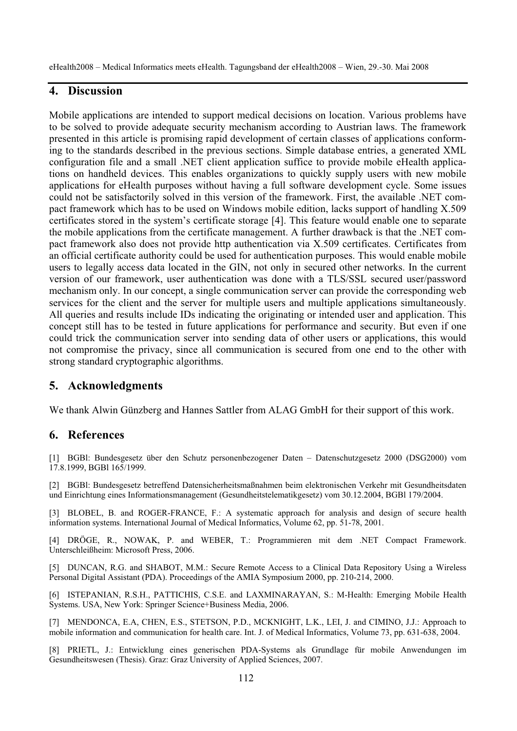## 4. Discussion

Mobile applications are intended to support medical decisions on location. Various problems have to be solved to provide adequate security mechanism according to Austrian laws. The framework presented in this article is promising rapid development of certain classes of applications conforming to the standards described in the previous sections. Simple database entries, a generated XML configuration file and a small .NET client application suffice to provide mobile eHealth applications on handheld devices. This enables organizations to quickly supply users with new mobile applications for eHealth purposes without having a full software development cycle. Some issues could not be satisfactorily solved in this version of the framework. First, the available .NET compact framework which has to be used on Windows mobile edition, lacks support of handling X.509 certificates stored in the system's certificate storage [4]. This feature would enable one to separate the mobile applications from the certificate management. A further drawback is that the .NET compact framework also does not provide http authentication via X.509 certificates. Certificates from an official certificate authority could be used for authentication purposes. This would enable mobile users to legally access data located in the GIN, not only in secured other networks. In the current version of our framework, user authentication was done with a TLS/SSL secured user/password mechanism only. In our concept, a single communication server can provide the corresponding web services for the client and the server for multiple users and multiple applications simultaneously. All queries and results include IDs indicating the originating or intended user and application. This concept still has to be tested in future applications for performance and security. But even if one could trick the communication server into sending data of other users or applications, this would not compromise the privacy, since all communication is secured from one end to the other with strong standard cryptographic algorithms.

## 5. Acknowledgments

We thank Alwin Günzberg and Hannes Sattler from ALAG GmbH for their support of this work.

## 6. References

[1] BGBl: Bundesgesetz über den Schutz personenbezogener Daten – Datenschutzgesetz 2000 (DSG2000) vom 17.8.1999, BGBl 165/1999.

[2] BGBl: Bundesgesetz betreffend Datensicherheitsmaßnahmen beim elektronischen Verkehr mit Gesundheitsdaten und Einrichtung eines Informationsmanagement (Gesundheitstelematikgesetz) vom 30.12.2004, BGBl 179/2004.

[3] BLOBEL, B. and ROGER-FRANCE, F.: A systematic approach for analysis and design of secure health information systems. International Journal of Medical Informatics, Volume 62, pp. 51-78, 2001.

[4] DRÖGE, R., NOWAK, P. and WEBER, T.: Programmieren mit dem .NET Compact Framework. Unterschleißheim: Microsoft Press, 2006.

[5] DUNCAN, R.G. and SHABOT, M.M.: Secure Remote Access to a Clinical Data Repository Using a Wireless Personal Digital Assistant (PDA). Proceedings of the AMIA Symposium 2000, pp. 210-214, 2000.

[6] ISTEPANIAN, R.S.H., PATTICHIS, C.S.E. and LAXMINARAYAN, S.: M-Health: Emerging Mobile Health Systems. USA, New York: Springer Science+Business Media, 2006.

[7] MENDONCA, E.A, CHEN, E.S., STETSON, P.D., MCKNIGHT, L.K., LEI, J. and CIMINO, J.J.: Approach to mobile information and communication for health care. Int. J. of Medical Informatics, Volume 73, pp. 631-638, 2004.

[8] PRIETL, J.: Entwicklung eines generischen PDA-Systems als Grundlage für mobile Anwendungen im Gesundheitswesen (Thesis). Graz: Graz University of Applied Sciences, 2007.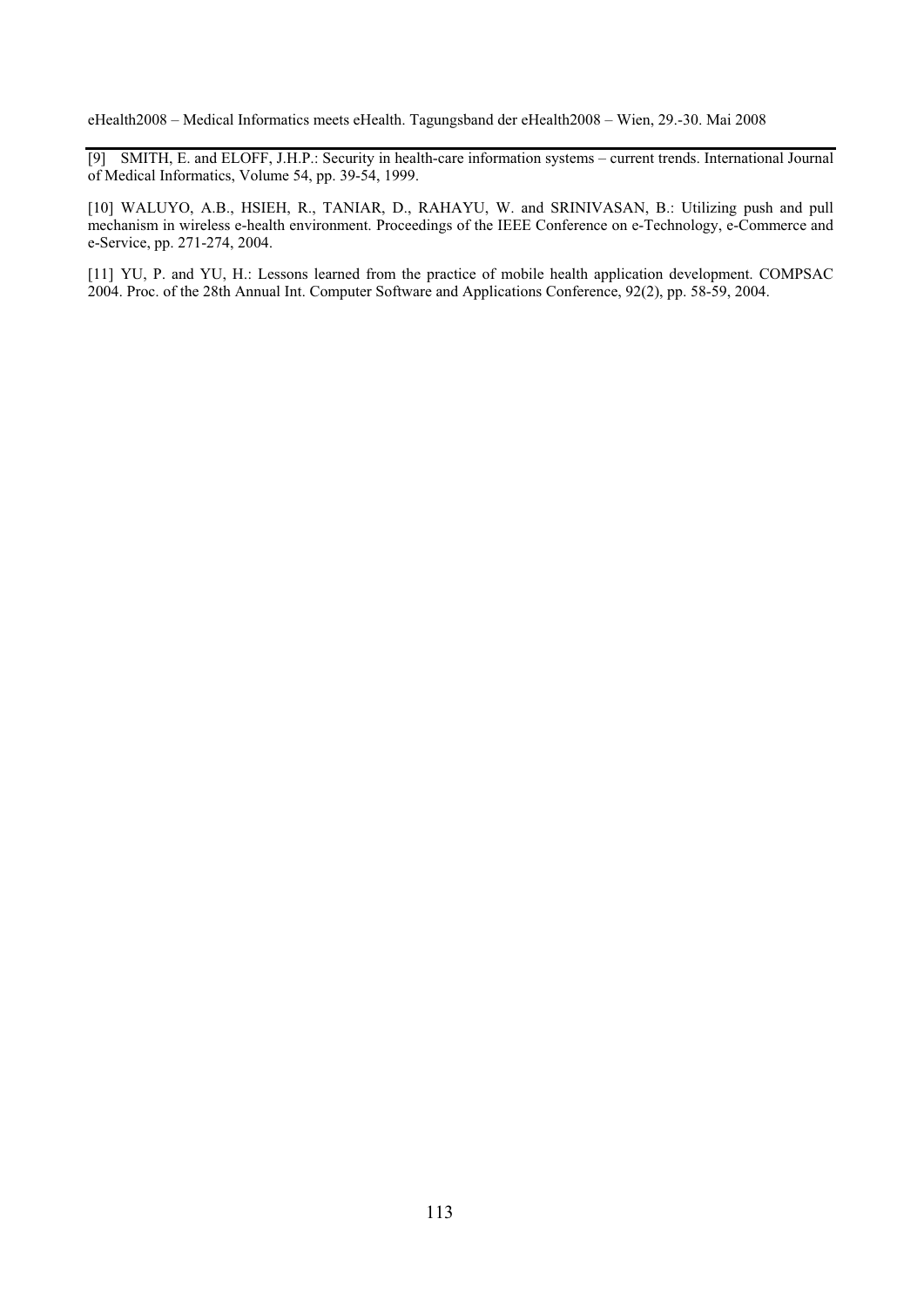[9] SMITH, E. and ELOFF, J.H.P.: Security in health-care information systems – current trends. International Journal of Medical Informatics, Volume 54, pp. 39-54, 1999.

[10] WALUYO, A.B., HSIEH, R., TANIAR, D., RAHAYU, W. and SRINIVASAN, B.: Utilizing push and pull mechanism in wireless e-health environment. Proceedings of the IEEE Conference on e-Technology, e-Commerce and e-Service, pp. 271-274, 2004.

[11] YU, P. and YU, H.: Lessons learned from the practice of mobile health application development. COMPSAC 2004. Proc. of the 28th Annual Int. Computer Software and Applications Conference, 92(2), pp. 58-59, 2004.